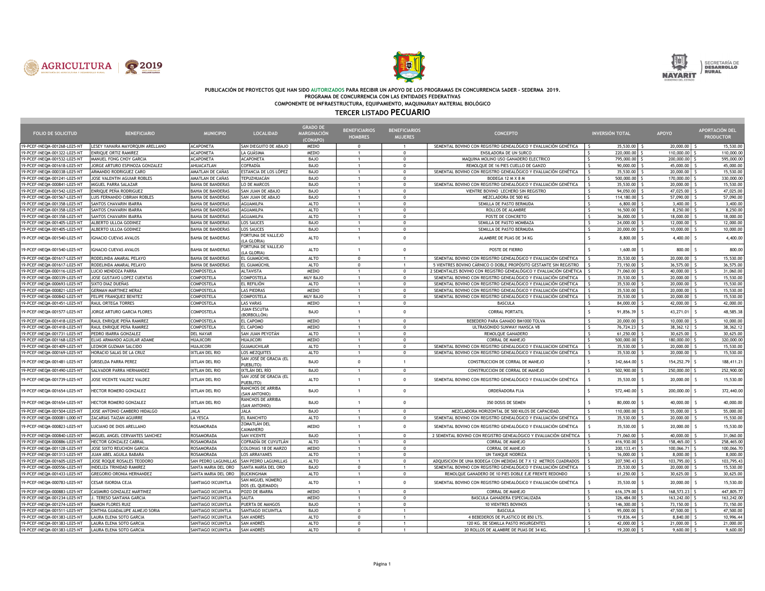PUBLICACIÓN DE PROYECTOS QUE HAN SIDO AUTORIZADOS PARA RECIBIR UN APOYO DE LOS PROGRAMAS EN CONCURRENCIA SADER - SEDERMA 2019.

PROGRAMA DE CONCURRENCIA CON LAS ENTIDADES FEDERATIVAS

COMPONENTE DE INFRAESTRUCTURA, EQUIPAMIENTO, MAQUINARIAY MATERIAL BIOLÓGICO

## TERCER LISTADO PECUARIO

| FOLIO DE SOLICITUD | BENEFICIARIO | MUNICIPIO | LOCALIDAD | GRADO DE MARGINACIÓN (CONAPO) | BENEFICIARIOS HOMBRES | BENEFICIARIOS MUJERES | CONCEPTO | INVERSIÓN TOTAL | APOYO | APORTACIÓN DEL PRODUCTOR |
|---|---|---|---|---|---|---|---|---|---|---|
| 19-PCEF-INEQM-001268-L025-NT | LESEY YAHAIRA MAYORQUIN ARELLANO | ACAPONETA | SAN DIEGUITO DE ABAJO | MEDIO | 0 | 1 | SEMENTAL BOVINO CON REGISTRO GENEALÓGICO Y EVALUACIÓN GENÉTICA | $ 35,530.00 | $ 20,000.00 | $ 15,530.00 |
| 19-PCEF-INEQM-001322-L025-NT | ENRIQUE ORTIZ RAMIREZ | ACAPONETA | LA GUÁSIMA | MEDIO | 1 | 0 | ENSILADORA DE UN SURCO | $ 220,000.00 | $ 110,000.00 | $ 110,000.00 |
| 19-PCEF-INEQM-001532-L025-NT | MANUEL FONG CHOY GARCIA | ACAPONETA | ACAPONETA | BAJO | 1 | 0 | MAQUINA MOLINO USO GANADERO ELECTRICO | $ 795,000.00 | $ 200,000.00 | $ 595,000.00 |
| 19-PCEF-INEQM-001618-L025-NT | JORGE ARTURO ESPINOZA GONZALEZ | AHUACATLAN | COFRADÍA | BAJO | 1 | 0 | REMOLQUE DE 16 PIES CUELLO DE GANZO | $ 90,000.00 | $ 45,000.00 | $ 45,000.00 |
| 19-PCEF-INEQM-000338-L025-NT | ARMANDO RODRIGUEZ CARO | AMATLAN DE CAÑAS | ESTANCIA DE LOS LÓPEZ | BAJO | 1 | 0 | SEMENTAL BOVINO CON REGISTRO GENEALÓGICO Y EVALUACIÓN GENÉTICA | $ 35,530.00 | $ 20,000.00 | $ 15,530.00 |
| 19-PCEF-INEQM-001241-L025-NT | JOSE VALENTIN AGUIAR ROBLES | AMATLAN DE CAÑAS | TEPUZHUACÁN | BAJO | 1 | 0 | BODEGA 12 M X 8 M | $ 500,000.00 | $ 170,000.00 | $ 330,000.00 |
| 19-PCEF-INEQM-000841-L025-NT | MIGUEL PARRA SALAZAR | BAHIA DE BANDERAS | LO DE MARCOS | BAJO | 1 | 0 | SEMENTAL BOVINO CON REGISTRO GENEALÓGICO Y EVALUACIÓN GENÉTICA | $ 35,530.00 | $ 20,000.00 | $ 15,530.00 |
| 19-PCEF-INEQM-001542-L025-NT | ENRIQUE PEÑA RODRIGUEZ | BAHIA DE BANDERAS | SAN JUAN DE ABAJO | BAJO | 1 | 0 | VIENTRE BOVINO LECHERO SIN REGISTRO | $ 94,050.00 | $ 47,025.00 | $ 47,025.00 |
| 19-PCEF-INEQM-001567-L025-NT | LUIS FERNANDO CIBRIAN ROBLES | BAHIA DE BANDERAS | SAN JUAN DE ABAJO | BAJO | 1 | 0 | MEZCLADORA DE 500 KG | $ 114,180.00 | $ 57,090.00 | $ 57,090.00 |
| 19-PCEF-INEQM-001358-L025-NT | SANTOS CHAVARIN IBARRA | BAHIA DE BANDERAS | AGUAMILPA | ALTO | 1 | 0 | SEMILLA DE PASTO BERMUDA | $ 6,800.00 | $ 3,400.00 | $ 3,400.00 |
| 19-PCEF-INEQM-001358-L025-NT | SANTOS CHAVARIN IBARRA | BAHIA DE BANDERAS | AGUAMILPA | ALTO | 1 | 0 | ROLLOS DE ALAMBRE | $ 16,500.00 | $ 8,250.00 | $ 8,250.00 |
| 19-PCEF-INEQM-001358-L025-NT | SANTOS CHAVARIN IBARRA | BAHIA DE BANDERAS | AGUAMILPA | ALTO | 1 | 0 | POSTE DE CONCRETO | $ 36,000.00 | $ 18,000.00 | $ 18,000.00 |
| 19-PCEF-INEQM-001405-L025-NT | ALBERTO ULLOA GODINEZ | BAHIA DE BANDERAS | LOS SAUCES | BAJO | 1 | 0 | SEMILLA DE PASTO MOMBAZA | $ 24,000.00 | $ 12,000.00 | $ 12,000.00 |
| 19-PCEF-INEQM-001405-L025-NT | ALBERTO ULLOA GODINEZ | BAHIA DE BANDERAS | LOS SAUCES | BAJO | 1 | 0 | SEMILLA DE PASTO BERMUDA | $ 20,000.00 | $ 10,000.00 | $ 10,000.00 |
| 19-PCEF-INEQM-001540-L025-NT | IGNACIO CUEVAS AVALOS | BAHIA DE BANDERAS | FORTUNA DE VALLEJO (LA GLORIA) | ALTO | 1 | 0 | ALAMBRE DE PUAS DE 34 KG | $ 8,800.00 | $ 4,400.00 | $ 4,400.00 |
| 19-PCEF-INEQM-001540-L025-NT | IGNACIO CUEVAS AVALOS | BAHIA DE BANDERAS | FORTUNA DE VALLEJO (LA GLORIA) | ALTO | 1 | 0 | POSTE DE FIERRO | $ 1,600.00 | $ 800.00 | $ 800.00 |
| 19-PCEF-INEQM-001617-L025-NT | RODELINDA AMARAL PELAYO | BAHIA DE BANDERAS | EL GUAMÚCHIL | ALTO | 0 | 1 | SEMENTAL BOVINO CON REGISTRO GENEALÓGICO Y EVALUACIÓN GENÉTICA | $ 35,530.00 | $ 20,000.00 | $ 15,530.00 |
| 19-PCEF-INEQM-001617-L025-NT | RODELINDA AMARAL PELAYO | BAHIA DE BANDERAS | EL GUAMÚCHIL | ALTO | 0 | 1 | 5 VIENTRES BOVINO CÁRNICO O DOBLE PROPÓSITO GESTANTE SIN REGISTRO | $ 73,150.00 | $ 36,575.00 | $ 36,575.00 |
| 19-PCEF-INEQM-000116-L025-NT | LUCIO MENDOZA PARRA | COMPOSTELA | ALTAVISTA | MEDIO | 1 | 0 | 2 SEMENTALES BOVINO CON REGISTRO GENEALÓGICO Y EVALUACIÓN GENÉTICA | $ 71,060.00 | $ 40,000.00 | $ 31,060.00 |
| 19-PCEF-INEQM-000339-L025-NT | JOSE GUSTAVO LOPEZ CUENTAS | COMPOSTELA | COMPOSTELA | MUY BAJO | 1 | 0 | SEMENTAL BOVINO CON REGISTRO GENEALÓGICO Y EVALUACIÓN GENÉTICA | $ 35,530.00 | $ 20,000.00 | $ 15,530.00 |
| 19-PCEF-INEQM-000693-L025-NT | SIXTO DIAZ DUEÑAS | COMPOSTELA | EL REFILIÓN | ALTO | 1 | 0 | SEMENTAL BOVINO CON REGISTRO GENEALÓGICO Y EVALUACIÓN GENÉTICA | $ 35,530.00 | $ 20,000.00 | $ 15,530.00 |
| 19-PCEF-INEQM-000821-L025-NT | GERMAN MARTINEZ MERAZ | COMPOSTELA | LAS PIEDRAS | MEDIO | 1 | 0 | SEMENTAL BOVINO CON REGISTRO GENEALÓGICO Y EVALUACIÓN GENÉTICA | $ 35,530.00 | $ 20,000.00 | $ 15,530.00 |
| 19-PCEF-INEQM-000842-L025-NT | FELIPE FRANQUEZ BENITEZ | COMPOSTELA | COMPOSTELA | MUY BAJO | 1 | 0 | SEMENTAL BOVINO CON REGISTRO GENEALÓGICO Y EVALUACIÓN GENÉTICA | $ 35,530.00 | $ 20,000.00 | $ 15,530.00 |
| 19-PCEF-INEQM-001451-L025-NT | RAUL ORTEGA TORRES | COMPOSTELA | LAS VARAS | MEDIO | 1 | 0 | BASCULA | $ 84,000.00 | $ 42,000.00 | $ 42,000.00 |
| 19-PCEF-INEQM-001577-L025-NT | JORGE ARTURO GARCIA FLORES | COMPOSTELA | JUAN ESCUTIA (BORBOLLÓN) | BAJO | 1 | 0 | CORRAL PORTATIL | $ 91,856.39 | $ 43,271.01 | $ 48,585.38 |
| 19-PCEF-INEQM-001418-L025-NT | RAUL ENRIQUE PEÑA RAMIREZ | COMPOSTELA | EL CAPOMO | MEDIO | 1 | 0 | BEBEDERO PARA GANADO BM1000 TOLVA | $ 20,000.00 | $ 10,000.00 | $ 10,000.00 |
| 19-PCEF-INEQM-001418-L025-NT | RAUL ENRIQUE PEÑA RAMIREZ | COMPOSTELA | EL CAPOMO | MEDIO | 1 | 0 | ULTRASONIDO SUNWAY HANSCA V8 | $ 76,724.23 | $ 38,362.12 | $ 38,362.12 |
| 19-PCEF-INEQM-001731-L025-NT | PEDRO IBARRA GONZALEZ | DEL NAYAR | SAN JUAN PEYOTÁN | ALTO | 1 | 0 | REMOLQUE GANADERO | $ 61,250.00 | $ 30,625.00 | $ 30,625.00 |
| 19-PCEF-INEQM-001168-L025-NT | ELIAS ARMANDO AGUILAR ADAME | HUAJICORI | HUAJICORI | MEDIO | 1 | 0 | CORRAL DE MANEJO | $ 500,000.00 | $ 180,000.00 | $ 320,000.00 |
| 19-PCEF-INEQM-001409-L025-NT | LEONOR GUZMAN SALCIDO | HUAJICORI | GUAMUCHILAR | ALTO | 1 | 0 | SEMENTAL BOVINO CON REGISTRO GENEALOGICO Y EVALUACION GENETICA | $ 35,530.00 | $ 20,000.00 | $ 15,530.00 |
| 19-PCEF-INEQM-000169-L025-NT | HORACIO SALAS DE LA CRUZ | IXTLAN DEL RIO | LOS MEZQUITES | ALTO | 1 | 0 | SEMENTAL BOVINO CON REGISTRO GENEALÓGICO Y EVALUACIÓN GENÉTICA | $ 35,530.00 | $ 20,000.00 | $ 15,530.00 |
| 19-PCEF-INEQM-001481-L025-NT | GRISELDA PARRA PEREZ | IXTLAN DEL RIO | SAN JOSÉ DE GRACIA (EL PUEBLITO) | BAJO | 0 | 1 | CONSTRUCCION DE CORRAL DE MANEJO | $ 342,664.00 | $ 154,252.79 | $ 188,411.21 |
| 19-PCEF-INEQM-001490-L025-NT | SALVADOR PARRA HERNANDEZ | IXTLAN DEL RIO | IXTLÁN DEL RÍO | BAJO | 1 | 0 | CONSTRUCCION DE CORRAL DE MANEJO | $ 502,900.00 | $ 250,000.00 | $ 252,900.00 |
| 19-PCEF-INEQM-001739-L025-NT | JOSE VICENTE VALDEZ VALDEZ | IXTLAN DEL RIO | SAN JOSÉ DE GRACIA (EL PUEBLITO) | ALTO | 1 | 0 | SEMENTAL BOVINO CON REGISTRO GENEALÓGICO Y EVALUACIÓN GENÉTICA | $ 35,530.00 | $ 20,000.00 | $ 15,530.00 |
| 19-PCEF-INEQM-001654-L025-NT | HECTOR ROMERO GONZALEZ | IXTLAN DEL RIO | RANCHOS DE ARRIBA (SAN ANTONIO) | BAJO | 1 | 0 | ORDEÑADORA FIJA | $ 572,440.00 | $ 200,000.00 | $ 372,440.00 |
| 19-PCEF-INEQM-001654-L025-NT | HECTOR ROMERO GONZALEZ | IXTLAN DEL RIO | RANCHOS DE ARRIBA (SAN ANTONIO) | BAJO | 1 | 0 | 350 DOSIS DE SEMEN | $ 80,000.00 | $ 40,000.00 | $ 40,000.00 |
| 19-PCEF-INEQM-001504-L025-NT | JOSE ANTONIO CAMBERO HIDALGO | JALA | JALA | BAJO | 1 | 0 | MEZCLADORA HORIZONTAL DE 500 KILOS DE CAPACIDAD. | $ 110,000.00 | $ 55,000.00 | $ 55,000.00 |
| 19-PCEF-INEQM-000081-L000-NT | ZACARIAS TAIZAN AGUIRRE | LA YESCA | EL RANCHITO | ALTO | 1 | 0 | SEMENTAL BOVINO CON REGISTRO GENEALÓGICO Y EVALUACIÓN GENÉTICA | $ 35,530.00 | $ 20,000.00 | $ 15,530.00 |
| 19-PCEF-INEQM-000823-L025-NT | LUCIANO DE DIOS ARELLANO | ROSAMORADA | ZOMATLÁN DEL CAIMANERO | MEDIO | 1 | 0 | SEMENTAL BOVINO CON REGISTRO GENEALÓGICO Y EVALUACIÓN GENÉTICA | $ 35,530.00 | $ 20,000.00 | $ 15,530.00 |
| 19-PCEF-INEQM-000840-L025-NT | MIGUEL ANGEL CERVANTES SANCHEZ | ROSAMORADA | SAN VICENTE | BAJO | 1 | 0 | 2 SEMENTAL BOVINO CON REGISTRO GENEALÓGICO Y EVALUACIÓN GENÉTICA | $ 71,060.00 | $ 40,000.00 | $ 31,060.00 |
| 19-PCEF-INEQM-000886-L025-NT | HECTOR GONZALEZ CABRAL | ROSAMORADA | COFRADÍA DE CUYUTLÁN | ALTO | 1 | 0 | CORRAL DE MANEJO | $ 416,930.00 | $ 158,465.00 | $ 258,465.00 |
| 19-PCEF-INEQM-001128-L025-NT | JOSE SIXTO REUCHON GARCIA | ROSAMORADA | COLONIAS 18 DE MARZO | MEDIO | 1 | 0 | CORRAL DE MANEJO | $ 200,133.41 | $ 100,066.71 | $ 100,066.70 |
| 19-PCEF-INEQM-001313-L025-NT | JUAN ABEL AGUILA BABARA | ROSAMORADA | LOS ARRAYANES | ALTO | 1 | 0 | UN TANQUE NODRIZA | $ 16,000.00 | $ 8,000.00 | $ 8,000.00 |
| 19-PCEF-INEQM-001605-L025-NT | JOSE ROQUE ROSALES TEODORO | SAN PEDRO LAGUNILLAS | SAN PEDRO LAGUNILLAS | ALTO | 1 | 0 | ADQUISICION DE UNA BODEGA CON MEDIDAS DE 7 X 12 METROS CUADRADOS | $ 207,590.43 | $ 103,795.00 | $ 103,795.43 |
| 19-PCEF-INEQM-000556-L025-NT | INDELIZA TRINIDAD RAMIREZ | SANTA MARIA DEL ORO | SANTA MARÍA DEL ORO | BAJO | 0 | 1 | SEMENTAL BOVINO CON REGISTRO GENEALÓGICO Y EVALUACIÓN GENÉTICA | $ 35,530.00 | $ 20,000.00 | $ 15,530.00 |
| 19-PCEF-INEQM-001433-L025-NT | GREGORIO ORONIA HERNANDEZ | SANTA MARIA DEL ORO | BUCKINGHAM | ALTO | 1 | 0 | REMOLQUE GANADERO DE 10 PIES DOBLE EJE FRENTE REDONDO | $ 61,250.00 | $ 30,625.00 | $ 30,625.00 |
| 19-PCEF-INEQM-000783-L025-NT | CESAR ISIORDIA CEJA | SANTIAGO IXCUINTLA | SAN MIGUEL NÚMERO DOS (EL QUEMADO) | ALTO | 1 | 0 | SEMENTAL BOVINO CON REGISTRO GENEALÓGICO Y EVALUACIÓN GENÉTICA | $ 35,530.00 | $ 20,000.00 | $ 15,530.00 |
| 19-PCEF-INEQM-000883-L025-NT | CASIMIRO GONZALEZ MARTINEZ | SANTIAGO IXCUINTLA | POZO DE IBARRA | MEDIO | 1 | 0 | CORRAL DE MANEJO | $ 616,379.00 | $ 168,573.23 | $ 447,805.77 |
| 19-PCEF-INEQM-001234-L025-NT | J. TERESO SANTANA GARCIA | SANTIAGO IXCUINTLA | SAUTA | MEDIO | 1 | 0 | BASCULA GANADERA ESPECIALIZADA | $ 326,484.00 | $ 163,242.00 | $ 163,242.00 |
| 19-PCEF-INEQM-001274-L025-NT | RAMON FLORES RUIZ | SANTIAGO IXCUINTLA | PUERTA DE MANGOS | BAJO | 1 | 0 | 10 VIENTRES BOVINOS | $ 146,300.00 | $ 73,150.00 | $ 73,150.00 |
| 19-PCEF-INEQM-001511-L025-NT | CINTHIA GUADALUPE ALMEJO SORIA | SANTIAGO IXCUINTLA | SANTIAGO IXCUINTLA | BAJO | 0 | 1 | BASCULA | $ 95,000.00 | $ 47,500.00 | $ 47,500.00 |
| 19-PCEF-INEQM-001383-L025-NT | LAURA ELENA SOTO GARCIA | SANTIAGO IXCUINTLA | SAN ANDRÉS | ALTO | 0 | 1 | 4 BEBEDEROS DE PLASTICO DE 850 LTS. | $ 19,836.44 | $ 8,840.00 | $ 10,996.44 |
| 19-PCEF-INEQM-001383-L025-NT | LAURA ELENA SOTO GARCIA | SANTIAGO IXCUINTLA | SAN ANDRÉS | ALTO | 0 | 1 | 120 KG. DE SEMILLA PASTO INSURGENTES | $ 42,000.00 | $ 21,000.00 | $ 21,000.00 |
| 19-PCEF-INEQM-001383-L025-NT | LAURA ELENA SOTO GARCIA | SANTIAGO IXCUINTLA | SAN ANDRÉS | ALTO | 0 | 1 | 20 ROLLOS DE ALAMBRE DE PUAS DE 34 KG. | $ 19,200.00 | $ 9,600.00 | $ 9,600.00 |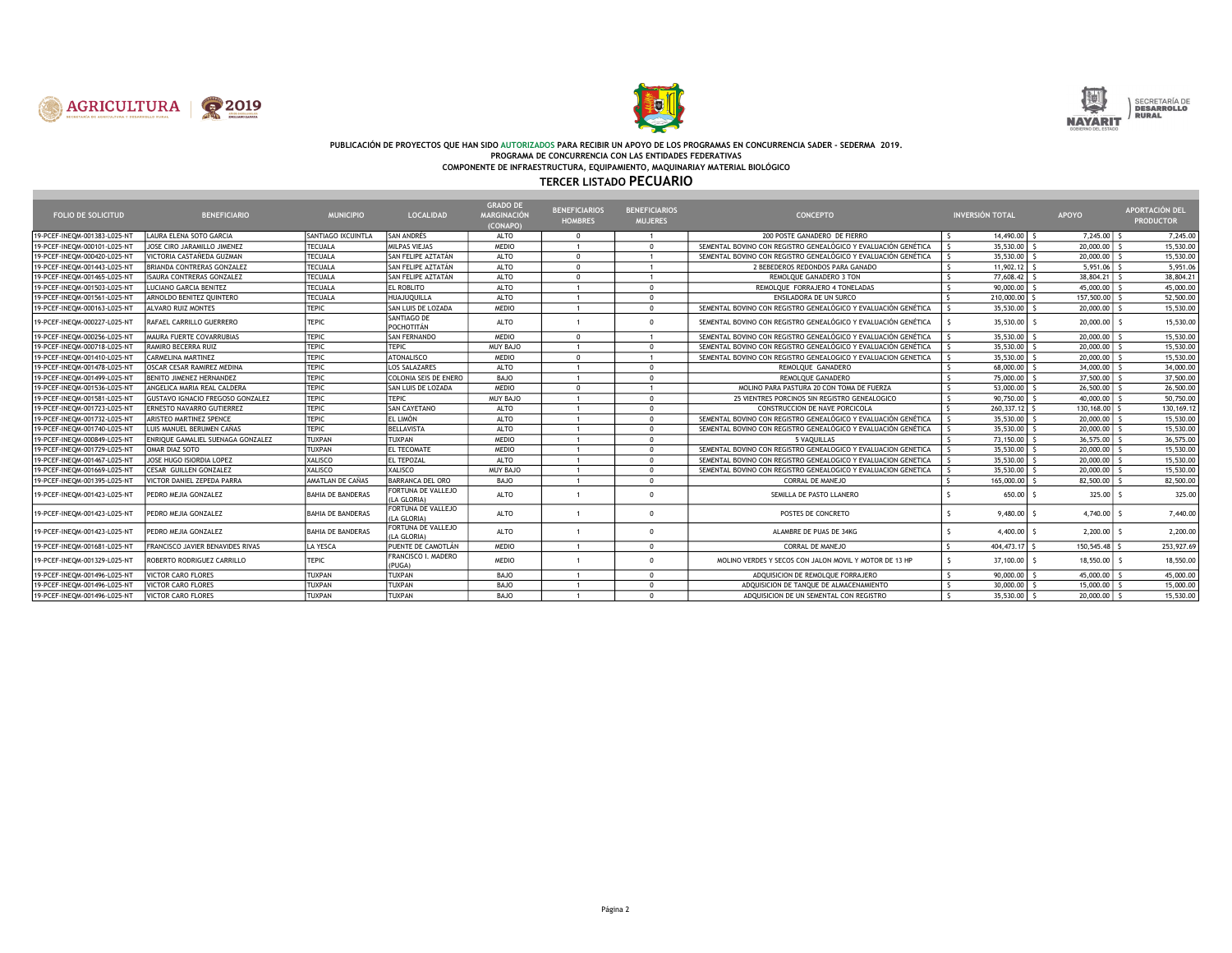PUBLICACIÓN DE PROYECTOS QUE HAN SIDO AUTORIZADOS PARA RECIBIR UN APOYO DE LOS PROGRAMAS EN CONCURRENCIA SADER - SEDERMA 2019.
PROGRAMA DE CONCURRENCIA CON LAS ENTIDADES FEDERATIVAS
COMPONENTE DE INFRAESTRUCTURA, EQUIPAMIENTO, MAQUINARIAY MATERIAL BIOLÓGICO

# TERCER LISTADO PECUARIO

| FOLIO DE SOLICITUD | BENEFICIARIO | MUNICIPIO | LOCALIDAD | GRADO DE MARGINACIÓN (CONAPO) | BENEFICIARIOS HOMBRES | BENEFICIARIOS MUJERES | CONCEPTO | INVERSIÓN TOTAL | APOYO | APORTACIÓN DEL PRODUCTOR |
|---|---|---|---|---|---|---|---|---|---|---|
| 19-PCEF-INEQM-001383-L025-NT | LAURA ELENA SOTO GARCIA | SANTIAGO IXCUINTLA | SAN ANDRÉS | ALTO | 0 | 1 | 200 POSTE GANADERO DE FIERRO | $ 14,490.00 | $ 7,245.00 | $ 7,245.00 |
| 19-PCEF-INEQM-000101-L025-NT | JOSE CIRO JARAMILLO JIMENEZ | TECUALA | MILPAS VIEJAS | MEDIO | 1 | 0 | SEMENTAL BOVINO CON REGISTRO GENEALÓGICO Y EVALUACIÓN GENÉTICA | $ 35,530.00 | $ 20,000.00 | $ 15,530.00 |
| 19-PCEF-INEQM-000420-L025-NT | VICTORIA CASTAÑEDA GUZMAN | TECUALA | SAN FELIPE AZTATÁN | ALTO | 0 | 1 | SEMENTAL BOVINO CON REGISTRO GENEALÓGICO Y EVALUACIÓN GENÉTICA | $ 35,530.00 | $ 20,000.00 | $ 15,530.00 |
| 19-PCEF-INEQM-001443-L025-NT | BRIANDA CONTRERAS GONZALEZ | TECUALA | SAN FELIPE AZTATÁN | ALTO | 0 | 1 | 2 BEBEDEROS REDONDOS PARA GANADO | $ 11,902.12 | $ 5,951.06 | $ 5,951.06 |
| 19-PCEF-INEQM-001465-L025-NT | ISAURA CONTRERAS GONZALEZ | TECUALA | SAN FELIPE AZTATÁN | ALTO | 0 | 1 | REMOLQUE GANADERO 3 TON | $ 77,608.42 | $ 38,804.21 | $ 38,804.21 |
| 19-PCEF-INEQM-001503-L025-NT | LUCIANO GARCIA BENITEZ | TECUALA | EL ROBLITO | ALTO | 1 | 0 | REMOLQUE FORRAJERO 4 TONELADAS | $ 90,000.00 | $ 45,000.00 | $ 45,000.00 |
| 19-PCEF-INEQM-001561-L025-NT | ARNOLDO BENITEZ QUINTERO | TECUALA | HUAJUQUILLA | ALTO | 1 | 0 | ENSILADORA DE UN SURCO | $ 210,000.00 | $ 157,500.00 | $ 52,500.00 |
| 19-PCEF-INEQM-000163-L025-NT | ALVARO RUIZ MONTES | TEPIC | SAN LUIS DE LOZADA | MEDIO | 1 | 0 | SEMENTAL BOVINO CON REGISTRO GENEALÓGICO Y EVALUACIÓN GENÉTICA | $ 35,530.00 | $ 20,000.00 | $ 15,530.00 |
| 19-PCEF-INEQM-000227-L025-NT | RAFAEL CARRILLO GUERRERO | TEPIC | SANTIAGO DE POCHOTITÁN | ALTO | 1 | 0 | SEMENTAL BOVINO CON REGISTRO GENEALÓGICO Y EVALUACIÓN GENÉTICA | $ 35,530.00 | $ 20,000.00 | $ 15,530.00 |
| 19-PCEF-INEQM-000256-L025-NT | MAURA FUERTE COVARRUBIAS | TEPIC | SAN FERNANDO | MEDIO | 0 | 1 | SEMENTAL BOVINO CON REGISTRO GENEALÓGICO Y EVALUACIÓN GENÉTICA | $ 35,530.00 | $ 20,000.00 | $ 15,530.00 |
| 19-PCEF-INEQM-000718-L025-NT | RAMIRO BECERRA RUIZ | TEPIC | TEPIC | MUY BAJO | 1 | 0 | SEMENTAL BOVINO CON REGISTRO GENEALÓGICO Y EVALUACIÓN GENÉTICA | $ 35,530.00 | $ 20,000.00 | $ 15,530.00 |
| 19-PCEF-INEQM-001410-L025-NT | CARMELINA MARTINEZ | TEPIC | ATONALISCO | MEDIO | 0 | 1 | SEMENTAL BOVINO CON REGISTRO GENEALOGICO Y EVALUACION GENETICA | $ 35,530.00 | $ 20,000.00 | $ 15,530.00 |
| 19-PCEF-INEQM-001478-L025-NT | OSCAR CESAR RAMIREZ MEDINA | TEPIC | LOS SALAZARES | ALTO | 1 | 0 | REMOLQUE GANADERO | $ 68,000.00 | $ 34,000.00 | $ 34,000.00 |
| 19-PCEF-INEQM-001499-L025-NT | BENITO JIMENEZ HERNANDEZ | TEPIC | COLONIA SEIS DE ENERO | BAJO | 1 | 0 | REMOLQUE GANADERO | $ 75,000.00 | $ 37,500.00 | $ 37,500.00 |
| 19-PCEF-INEQM-001536-L025-NT | ANGELICA MARIA REAL CALDERA | TEPIC | SAN LUIS DE LOZADA | MEDIO | 0 | 1 | MOLINO PARA PASTURA 20 CON TOMA DE FUERZA | $ 53,000.00 | $ 26,500.00 | $ 26,500.00 |
| 19-PCEF-INEQM-001581-L025-NT | GUSTAVO IGNACIO FREGOSO GONZALEZ | TEPIC | TEPIC | MUY BAJO | 1 | 0 | 25 VIENTRES PORCINOS SIN REGISTRO GENEALOGICO | $ 90,750.00 | $ 40,000.00 | $ 50,750.00 |
| 19-PCEF-INEQM-001723-L025-NT | ERNESTO NAVARRO GUTIERREZ | TEPIC | SAN CAYETANO | ALTO | 1 | 0 | CONSTRUCCION DE NAVE PORCICOLA | $ 260,337.12 | $ 130,168.00 | $ 130,169.12 |
| 19-PCEF-INEQM-001732-L025-NT | ARISTEO MARTINEZ SPENCE | TEPIC | EL LIMÓN | ALTO | 1 | 0 | SEMENTAL BOVINO CON REGISTRO GENEALÓGICO Y EVALUACIÓN GENÉTICA | $ 35,530.00 | $ 20,000.00 | $ 15,530.00 |
| 19-PCEF-INEQM-001740-L025-NT | LUIS MANUEL BERUMEN CAÑAS | TEPIC | BELLAVISTA | ALTO | 1 | 0 | SEMENTAL BOVINO CON REGISTRO GENEALÓGICO Y EVALUACIÓN GENÉTICA | $ 35,530.00 | $ 20,000.00 | $ 15,530.00 |
| 19-PCEF-INEQM-000849-L025-NT | ENRIQUE GAMALIEL SUENAGA GONZALEZ | TUXPAN | TUXPAN | MEDIO | 1 | 0 | 5 VAQUILLAS | $ 73,150.00 | $ 36,575.00 | $ 36,575.00 |
| 19-PCEF-INEQM-001729-L025-NT | OMAR DIAZ SOTO | TUXPAN | EL TECOMATE | MEDIO | 1 | 0 | SEMENTAL BOVINO CON REGISTRO GENEALOGICO Y EVALUACION GENETICA | $ 35,530.00 | $ 20,000.00 | $ 15,530.00 |
| 19-PCEF-INEQM-001467-L025-NT | JOSE HUGO ISIORDIA LOPEZ | XALISCO | EL TEPOZAL | ALTO | 1 | 0 | SEMENTAL BOVINO CON REGISTRO GENEALOGICO Y EVALUACION GENETICA | $ 35,530.00 | $ 20,000.00 | $ 15,530.00 |
| 19-PCEF-INEQM-001669-L025-NT | CESAR GUILLEN GONZALEZ | XALISCO | XALISCO | MUY BAJO | 1 | 0 | SEMENTAL BOVINO CON REGISTRO GENEALÓGICO Y EVALUACIÓN GENÉTICA | $ 35,530.00 | $ 20,000.00 | $ 15,530.00 |
| 19-PCEF-INEQM-001395-L025-NT | VICTOR DANIEL ZEPEDA PARRA | AMATLAN DE CAÑAS | BARRANCA DEL ORO | BAJO | 1 | 0 | CORRAL DE MANEJO | $ 165,000.00 | $ 82,500.00 | $ 82,500.00 |
| 19-PCEF-INEQM-001423-L025-NT | PEDRO MEJIA GONZALEZ | BAHIA DE BANDERAS | FORTUNA DE VALLEJO (LA GLORIA) | ALTO | 1 | 0 | SEMILLA DE PASTO LLANERO | $ 650.00 | $ 325.00 | $ 325.00 |
| 19-PCEF-INEQM-001423-L025-NT | PEDRO MEJIA GONZALEZ | BAHIA DE BANDERAS | FORTUNA DE VALLEJO (LA GLORIA) | ALTO | 1 | 0 | POSTES DE CONCRETO | $ 9,480.00 | $ 4,740.00 | $ 7,440.00 |
| 19-PCEF-INEQM-001423-L025-NT | PEDRO MEJIA GONZALEZ | BAHIA DE BANDERAS | FORTUNA DE VALLEJO (LA GLORIA) | ALTO | 1 | 0 | ALAMBRE DE PUAS DE 34KG | $ 4,400.00 | $ 2,200.00 | $ 2,200.00 |
| 19-PCEF-INEQM-001681-L025-NT | FRANCISCO JAVIER BENAVIDES RIVAS | LA YESCA | PUENTE DE CAMOTLÁN | MEDIO | 1 | 0 | CORRAL DE MANEJO | $ 404,473.17 | $ 150,545.48 | $ 253,927.69 |
| 19-PCEF-INEQM-001329-L025-NT | ROBERTO RODRIGUEZ CARRILLO | TEPIC | FRANCISCO I. MADERO (PUGA) | MEDIO | 1 | 0 | MOLINO VERDES Y SECOS CON JALON MOVIL Y MOTOR DE 13 HP | $ 37,100.00 | $ 18,550.00 | $ 18,550.00 |
| 19-PCEF-INEQM-001496-L025-NT | VICTOR CARO FLORES | TUXPAN | TUXPAN | BAJO | 1 | 0 | ADQUISICION DE REMOLQUE FORRAJERO | $ 90,000.00 | $ 45,000.00 | $ 45,000.00 |
| 19-PCEF-INEQM-001496-L025-NT | VICTOR CARO FLORES | TUXPAN | TUXPAN | BAJO | 1 | 0 | ADQUISICION DE TANQUE DE ALMACENAMIENTO | $ 30,000.00 | $ 15,000.00 | $ 15,000.00 |
| 19-PCEF-INEQM-001496-L025-NT | VICTOR CARO FLORES | TUXPAN | TUXPAN | BAJO | 1 | 0 | ADQUISICION DE UN SEMENTAL CON REGISTRO | $ 35,530.00 | $ 20,000.00 | $ 15,530.00 |